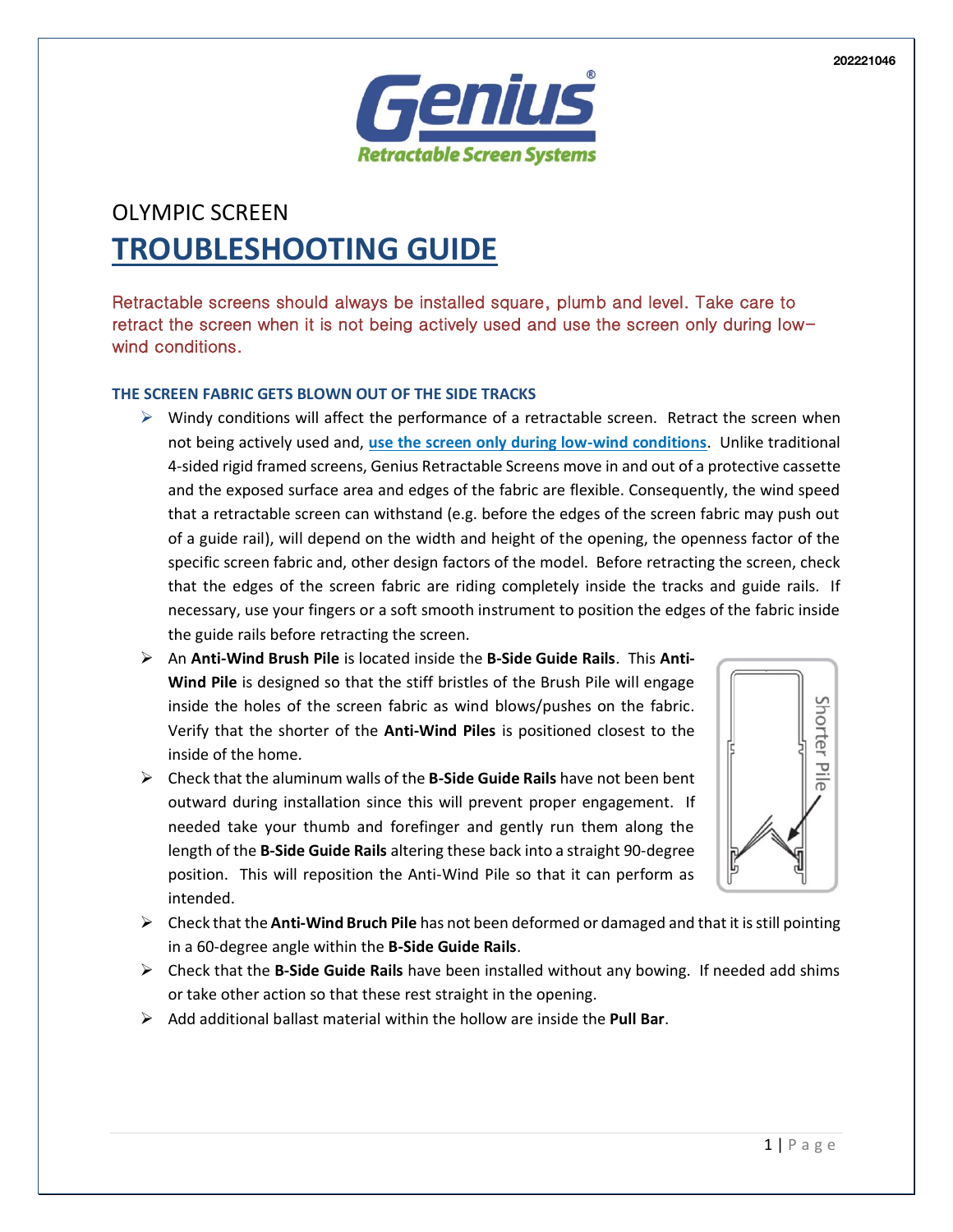202221046

OLYMPIC SCREEN

# TROUBLESHOOTING GUIDE

Retractable screens should always be installed square, plumb and level. Take care to retract the screen when it is not being actively used and use the screen only during low-wind conditions.

### THE SCREEN FABRIC GETS BLOWN OUT OF THE SIDE TRACKS

- Windy conditions will affect the performance of a retractable screen. Retract the screen when not being actively used and, **use the screen only during low-wind conditions**. Unlike traditional 4-sided rigid framed screens, Genius Retractable Screens move in and out of a protective cassette and the exposed surface area and edges of the fabric are flexible. Consequently, the wind speed that a retractable screen can withstand (e.g. before the edges of the screen fabric may push out of a guide rail), will depend on the width and height of the opening, the openness factor of the specific screen fabric and, other design factors of the model. Before retracting the screen, check that the edges of the screen fabric are riding completely inside the tracks and guide rails. If necessary, use your fingers or a soft smooth instrument to position the edges of the fabric inside the guide rails before retracting the screen.
- An **Anti-Wind Brush Pile** is located inside the **B-Side Guide Rails**. This **Anti-Wind Pile** is designed so that the stiff bristles of the Brush Pile will engage inside the holes of the screen fabric as wind blows/pushes on the fabric. Verify that the shorter of the **Anti-Wind Piles** is positioned closest to the inside of the home.
- Check that the aluminum walls of the **B-Side Guide Rails** have not been bent outward during installation since this will prevent proper engagement. If needed take your thumb and forefinger and gently run them along the length of the **B-Side Guide Rails** altering these back into a straight 90-degree position. This will reposition the Anti-Wind Pile so that it can perform as intended.
- Check that the **Anti-Wind Bruch Pile** has not been deformed or damaged and that it is still pointing in a 60-degree angle within the **B-Side Guide Rails**.
- Check that the **B-Side Guide Rails** have been installed without any bowing. If needed add shims or take other action so that these rest straight in the opening.
- Add additional ballast material within the hollow are inside the **Pull Bar**.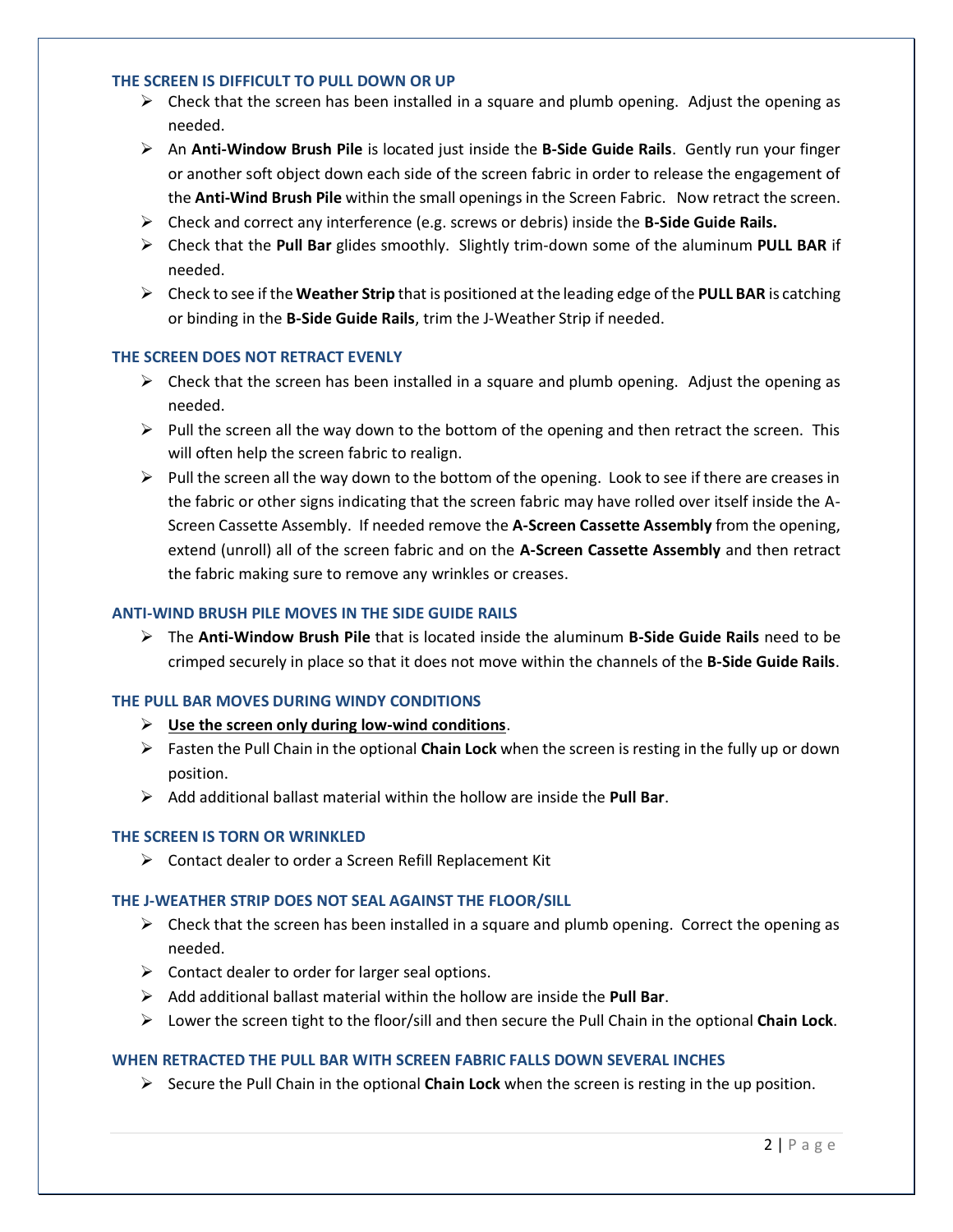### THE SCREEN IS DIFFICULT TO PULL DOWN OR UP

- Check that the screen has been installed in a square and plumb opening. Adjust the opening as needed.
- An **Anti-Window Brush Pile** is located just inside the **B-Side Guide Rails**. Gently run your finger or another soft object down each side of the screen fabric in order to release the engagement of the **Anti-Wind Brush Pile** within the small openings in the Screen Fabric. Now retract the screen.
- Check and correct any interference (e.g. screws or debris) inside the **B-Side Guide Rails.**
- Check that the **Pull Bar** glides smoothly. Slightly trim-down some of the aluminum **PULL BAR** if needed.
- Check to see if the **Weather Strip** that is positioned at the leading edge of the **PULL BAR** is catching or binding in the **B-Side Guide Rails**, trim the J-Weather Strip if needed.

### THE SCREEN DOES NOT RETRACT EVENLY

- Check that the screen has been installed in a square and plumb opening. Adjust the opening as needed.
- Pull the screen all the way down to the bottom of the opening and then retract the screen. This will often help the screen fabric to realign.
- Pull the screen all the way down to the bottom of the opening. Look to see if there are creases in the fabric or other signs indicating that the screen fabric may have rolled over itself inside the A-Screen Cassette Assembly. If needed remove the **A-Screen Cassette Assembly** from the opening, extend (unroll) all of the screen fabric and on the **A-Screen Cassette Assembly** and then retract the fabric making sure to remove any wrinkles or creases.

### ANTI-WIND BRUSH PILE MOVES IN THE SIDE GUIDE RAILS

- The **Anti-Window Brush Pile** that is located inside the aluminum **B-Side Guide Rails** need to be crimped securely in place so that it does not move within the channels of the **B-Side Guide Rails**.

### THE PULL BAR MOVES DURING WINDY CONDITIONS

- **<u>Use the screen only during low-wind conditions</u>**.
- Fasten the Pull Chain in the optional **Chain Lock** when the screen is resting in the fully up or down position.
- Add additional ballast material within the hollow are inside the **Pull Bar**.

### THE SCREEN IS TORN OR WRINKLED

- Contact dealer to order a Screen Refill Replacement Kit

### THE J-WEATHER STRIP DOES NOT SEAL AGAINST THE FLOOR/SILL

- Check that the screen has been installed in a square and plumb opening. Correct the opening as needed.
- Contact dealer to order for larger seal options.
- Add additional ballast material within the hollow are inside the **Pull Bar**.
- Lower the screen tight to the floor/sill and then secure the Pull Chain in the optional **Chain Lock**.

### WHEN RETRACTED THE PULL BAR WITH SCREEN FABRIC FALLS DOWN SEVERAL INCHES

- Secure the Pull Chain in the optional **Chain Lock** when the screen is resting in the up position.